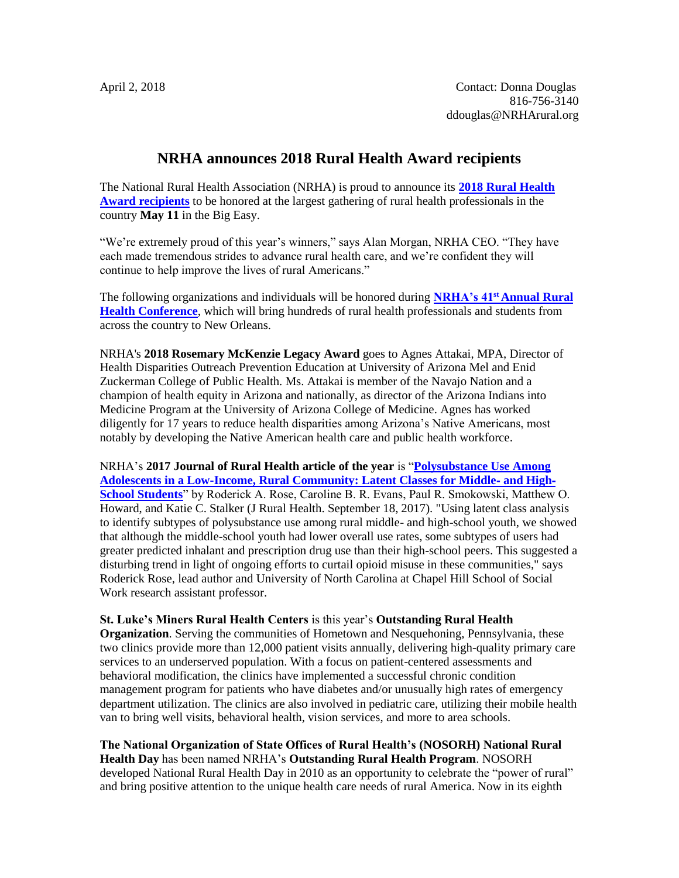April 2, 2018

Contact: Donna Douglas
816-756-3140
ddouglas@NRHArural.org

# NRHA announces 2018 Rural Health Award recipients

The National Rural Health Association (NRHA) is proud to announce its **2018 Rural Health Award recipients** to be honored at the largest gathering of rural health professionals in the country **May 11** in the Big Easy.

"We're extremely proud of this year's winners," says Alan Morgan, NRHA CEO. "They have each made tremendous strides to advance rural health care, and we're confident they will continue to help improve the lives of rural Americans."

The following organizations and individuals will be honored during **NRHA's 41st Annual Rural Health Conference**, which will bring hundreds of rural health professionals and students from across the country to New Orleans.

NRHA's **2018 Rosemary McKenzie Legacy Award** goes to Agnes Attakai, MPA, Director of Health Disparities Outreach Prevention Education at University of Arizona Mel and Enid Zuckerman College of Public Health. Ms. Attakai is member of the Navajo Nation and a champion of health equity in Arizona and nationally, as director of the Arizona Indians into Medicine Program at the University of Arizona College of Medicine. Agnes has worked diligently for 17 years to reduce health disparities among Arizona's Native Americans, most notably by developing the Native American health care and public health workforce.

NRHA's **2017 Journal of Rural Health article of the year** is "**Polysubstance Use Among Adolescents in a Low-Income, Rural Community: Latent Classes for Middle- and High-School Students**" by Roderick A. Rose, Caroline B. R. Evans, Paul R. Smokowski, Matthew O. Howard, and Katie C. Stalker (J Rural Health. September 18, 2017). "Using latent class analysis to identify subtypes of polysubstance use among rural middle- and high-school youth, we showed that although the middle-school youth had lower overall use rates, some subtypes of users had greater predicted inhalant and prescription drug use than their high-school peers. This suggested a disturbing trend in light of ongoing efforts to curtail opioid misuse in these communities," says Roderick Rose, lead author and University of North Carolina at Chapel Hill School of Social Work research assistant professor.

**St. Luke's Miners Rural Health Centers** is this year's **Outstanding Rural Health Organization**. Serving the communities of Hometown and Nesquehoning, Pennsylvania, these two clinics provide more than 12,000 patient visits annually, delivering high-quality primary care services to an underserved population. With a focus on patient-centered assessments and behavioral modification, the clinics have implemented a successful chronic condition management program for patients who have diabetes and/or unusually high rates of emergency department utilization. The clinics are also involved in pediatric care, utilizing their mobile health van to bring well visits, behavioral health, vision services, and more to area schools.

**The National Organization of State Offices of Rural Health's (NOSORH) National Rural Health Day** has been named NRHA's **Outstanding Rural Health Program**. NOSORH developed National Rural Health Day in 2010 as an opportunity to celebrate the "power of rural" and bring positive attention to the unique health care needs of rural America. Now in its eighth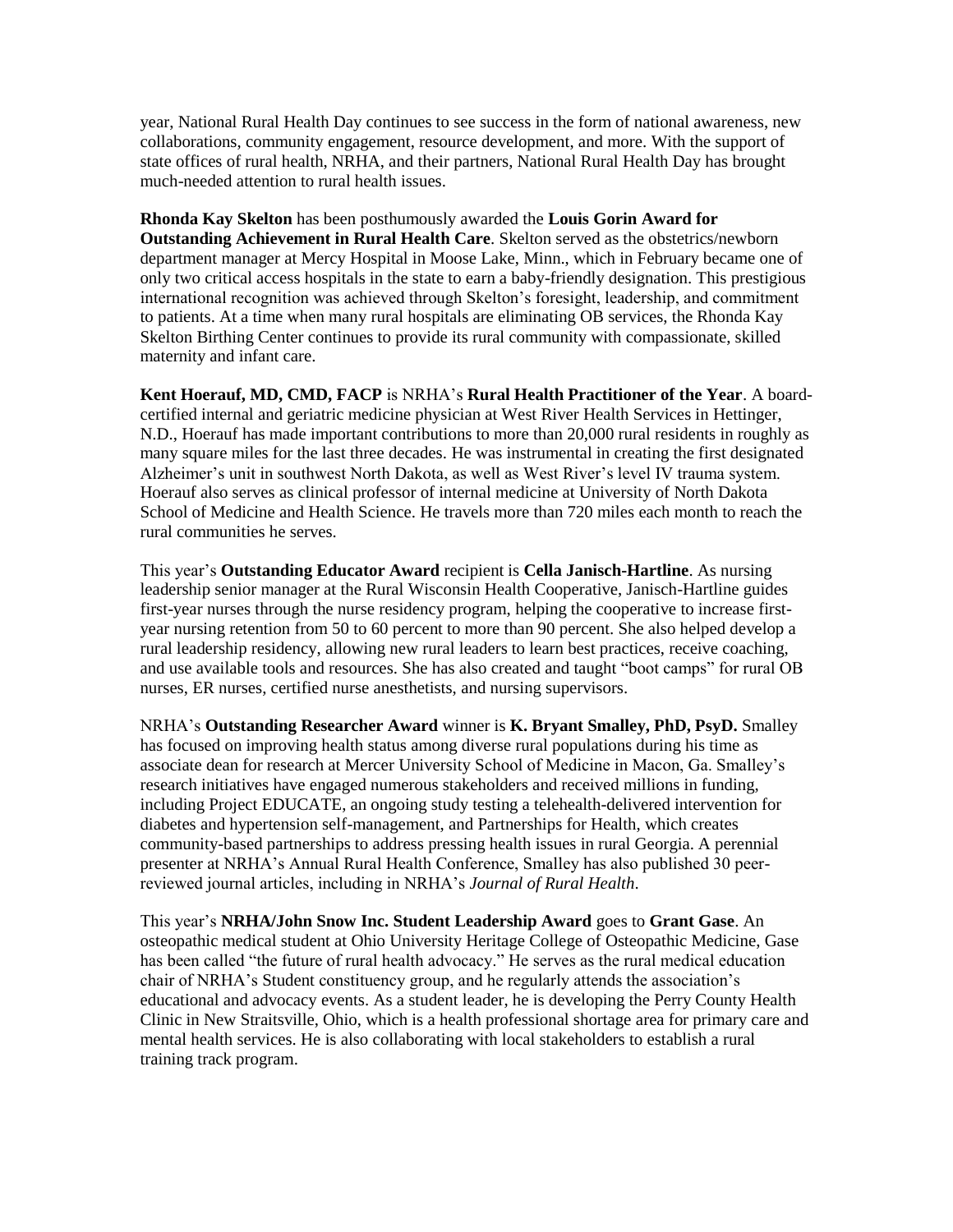year, National Rural Health Day continues to see success in the form of national awareness, new collaborations, community engagement, resource development, and more. With the support of state offices of rural health, NRHA, and their partners, National Rural Health Day has brought much-needed attention to rural health issues.

**Rhonda Kay Skelton** has been posthumously awarded the **Louis Gorin Award for Outstanding Achievement in Rural Health Care**. Skelton served as the obstetrics/newborn department manager at Mercy Hospital in Moose Lake, Minn., which in February became one of only two critical access hospitals in the state to earn a baby-friendly designation. This prestigious international recognition was achieved through Skelton's foresight, leadership, and commitment to patients. At a time when many rural hospitals are eliminating OB services, the Rhonda Kay Skelton Birthing Center continues to provide its rural community with compassionate, skilled maternity and infant care.

**Kent Hoerauf, MD, CMD, FACP** is NRHA's **Rural Health Practitioner of the Year**. A board-certified internal and geriatric medicine physician at West River Health Services in Hettinger, N.D., Hoerauf has made important contributions to more than 20,000 rural residents in roughly as many square miles for the last three decades. He was instrumental in creating the first designated Alzheimer's unit in southwest North Dakota, as well as West River's level IV trauma system. Hoerauf also serves as clinical professor of internal medicine at University of North Dakota School of Medicine and Health Science. He travels more than 720 miles each month to reach the rural communities he serves.

This year's **Outstanding Educator Award** recipient is **Cella Janisch-Hartline**. As nursing leadership senior manager at the Rural Wisconsin Health Cooperative, Janisch-Hartline guides first-year nurses through the nurse residency program, helping the cooperative to increase first-year nursing retention from 50 to 60 percent to more than 90 percent. She also helped develop a rural leadership residency, allowing new rural leaders to learn best practices, receive coaching, and use available tools and resources. She has also created and taught "boot camps" for rural OB nurses, ER nurses, certified nurse anesthetists, and nursing supervisors.

NRHA's **Outstanding Researcher Award** winner is **K. Bryant Smalley, PhD, PsyD.** Smalley has focused on improving health status among diverse rural populations during his time as associate dean for research at Mercer University School of Medicine in Macon, Ga. Smalley's research initiatives have engaged numerous stakeholders and received millions in funding, including Project EDUCATE, an ongoing study testing a telehealth-delivered intervention for diabetes and hypertension self-management, and Partnerships for Health, which creates community-based partnerships to address pressing health issues in rural Georgia. A perennial presenter at NRHA's Annual Rural Health Conference, Smalley has also published 30 peer-reviewed journal articles, including in NRHA's *Journal of Rural Health*.

This year's **NRHA/John Snow Inc. Student Leadership Award** goes to **Grant Gase**. An osteopathic medical student at Ohio University Heritage College of Osteopathic Medicine, Gase has been called "the future of rural health advocacy." He serves as the rural medical education chair of NRHA's Student constituency group, and he regularly attends the association's educational and advocacy events. As a student leader, he is developing the Perry County Health Clinic in New Straitsville, Ohio, which is a health professional shortage area for primary care and mental health services. He is also collaborating with local stakeholders to establish a rural training track program.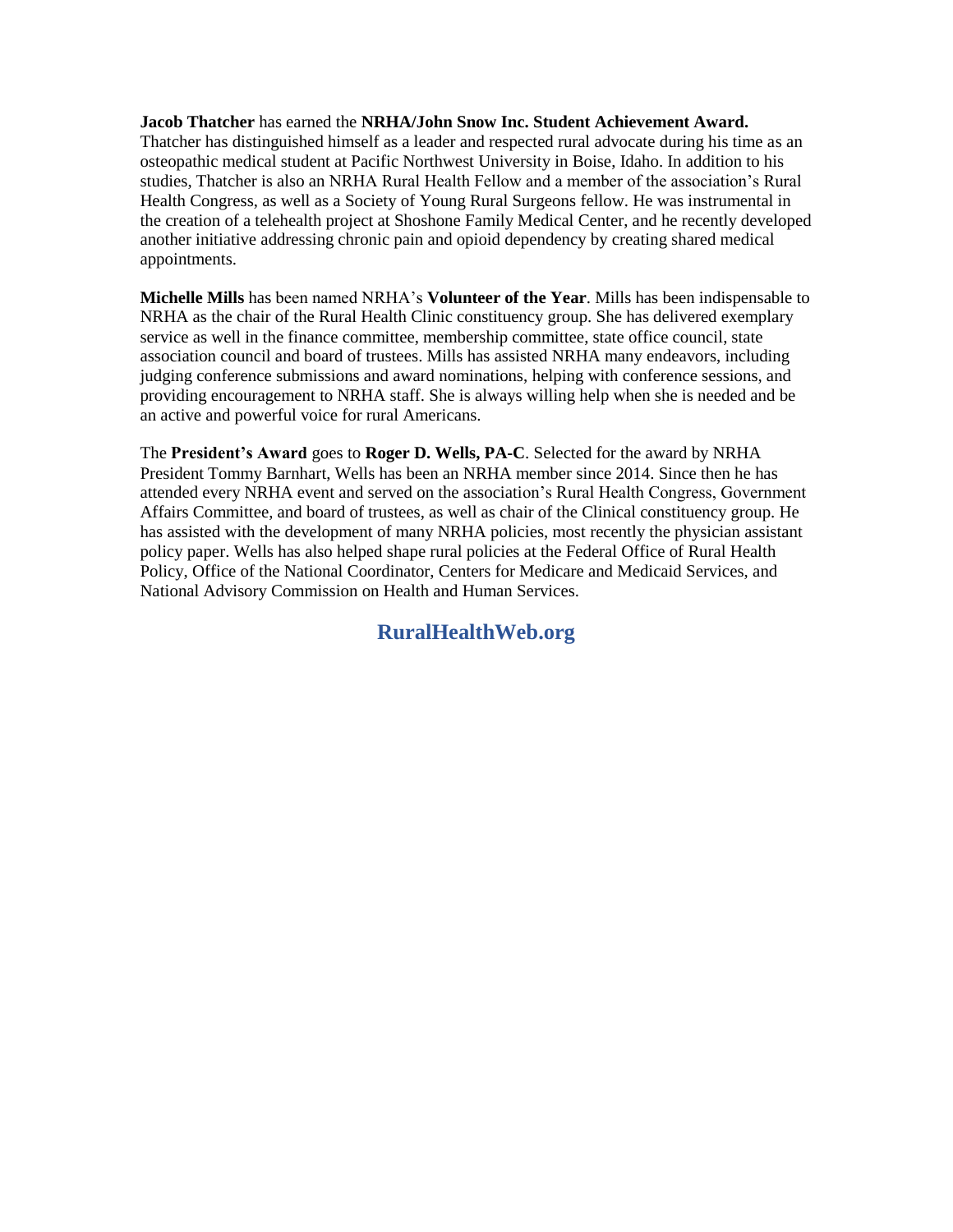**Jacob Thatcher** has earned the **NRHA/John Snow Inc. Student Achievement Award.** Thatcher has distinguished himself as a leader and respected rural advocate during his time as an osteopathic medical student at Pacific Northwest University in Boise, Idaho. In addition to his studies, Thatcher is also an NRHA Rural Health Fellow and a member of the association's Rural Health Congress, as well as a Society of Young Rural Surgeons fellow. He was instrumental in the creation of a telehealth project at Shoshone Family Medical Center, and he recently developed another initiative addressing chronic pain and opioid dependency by creating shared medical appointments.

**Michelle Mills** has been named NRHA's **Volunteer of the Year**. Mills has been indispensable to NRHA as the chair of the Rural Health Clinic constituency group. She has delivered exemplary service as well in the finance committee, membership committee, state office council, state association council and board of trustees. Mills has assisted NRHA many endeavors, including judging conference submissions and award nominations, helping with conference sessions, and providing encouragement to NRHA staff. She is always willing help when she is needed and be an active and powerful voice for rural Americans.

The **President's Award** goes to **Roger D. Wells, PA-C**. Selected for the award by NRHA President Tommy Barnhart, Wells has been an NRHA member since 2014. Since then he has attended every NRHA event and served on the association's Rural Health Congress, Government Affairs Committee, and board of trustees, as well as chair of the Clinical constituency group. He has assisted with the development of many NRHA policies, most recently the physician assistant policy paper. Wells has also helped shape rural policies at the Federal Office of Rural Health Policy, Office of the National Coordinator, Centers for Medicare and Medicaid Services, and National Advisory Commission on Health and Human Services.

**RuralHealthWeb.org**